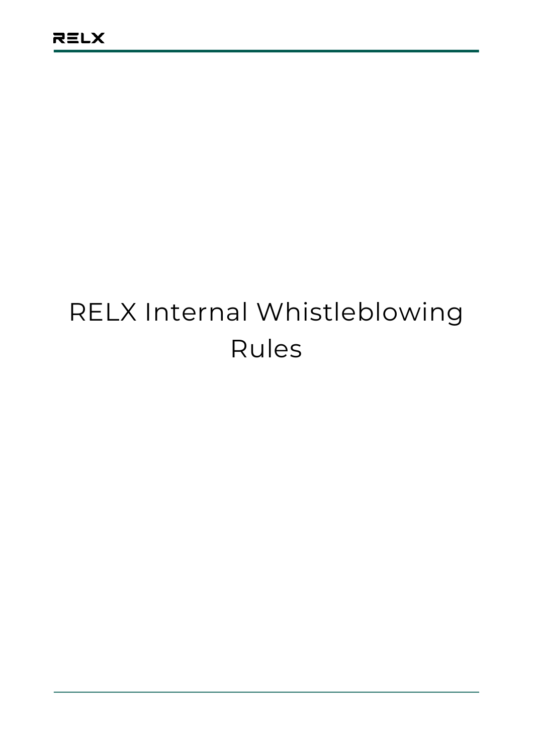# RELX Internal Whistleblowing Rules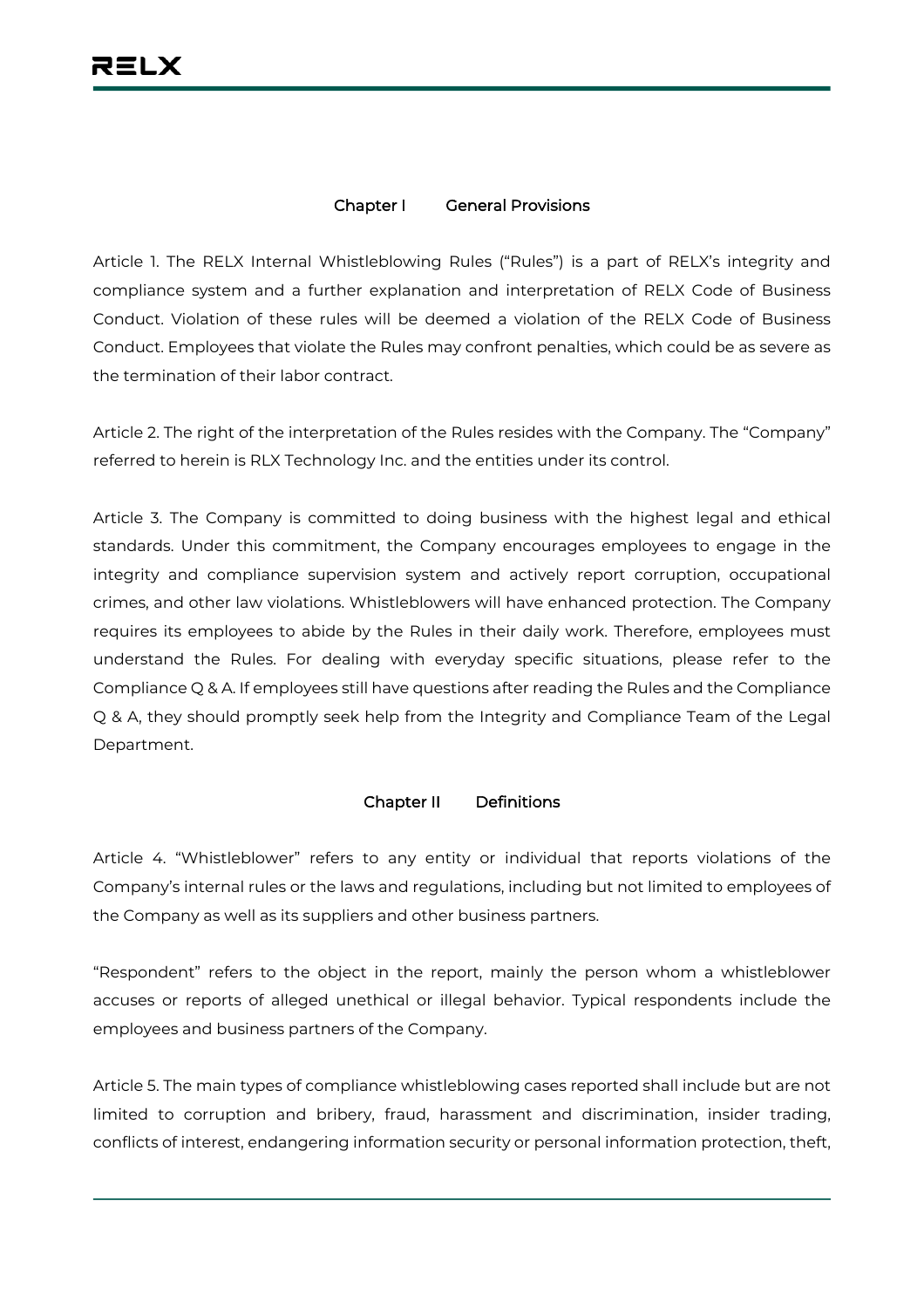## Chapter I General Provisions

Article 1. The RELX Internal Whistleblowing Rules ("Rules") is a part of RELX's integrity and compliance system and a further explanation and interpretation of RELX Code of Business Conduct. Violation of these rules will be deemed a violation of the RELX Code of Business Conduct. Employees that violate the Rules may confront penalties, which could be as severe as the termination of their labor contract.

Article 2. The right of the interpretation of the Rules resides with the Company. The "Company" referred to herein is RLX Technology Inc. and the entities under its control.

Article 3. The Company is committed to doing business with the highest legal and ethical standards. Under this commitment, the Company encourages employees to engage in the integrity and compliance supervision system and actively report corruption, occupational crimes, and other law violations. Whistleblowers will have enhanced protection. The Company requires its employees to abide by the Rules in their daily work. Therefore, employees must understand the Rules. For dealing with everyday specific situations, please refer to the Compliance Q & A. If employees still have questions after reading the Rules and the Compliance Q & A, they should promptly seek help from the Integrity and Compliance Team of the Legal Department.

## Chapter II Definitions

Article 4. "Whistleblower" refers to any entity or individual that reports violations of the Company's internal rules or the laws and regulations, including but not limited to employees of the Company as well as its suppliers and other business partners.

"Respondent" refers to the object in the report, mainly the person whom a whistleblower accuses or reports of alleged unethical or illegal behavior. Typical respondents include the employees and business partners of the Company.

Article 5. The main types of compliance whistleblowing cases reported shall include but are not limited to corruption and bribery, fraud, harassment and discrimination, insider trading, conflicts of interest, endangering information security or personal information protection, theft,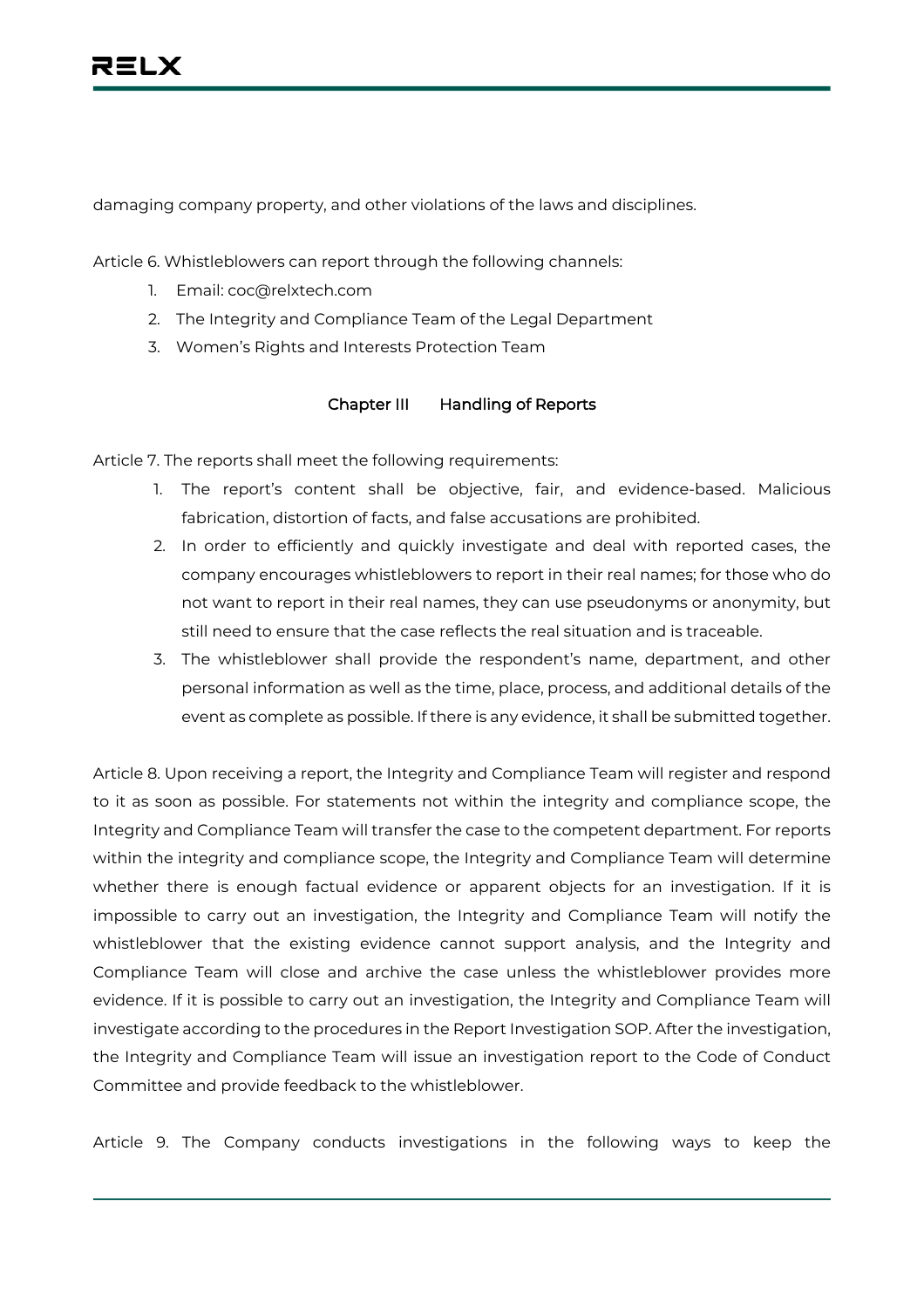damaging company property, and other violations of the laws and disciplines.

Article 6. Whistleblowers can report through the following channels:

1. Email: coc@relxtech.com
2. The Integrity and Compliance Team of the Legal Department
3. Women's Rights and Interests Protection Team

## Chapter III Handling of Reports

Article 7. The reports shall meet the following requirements:

1. The report's content shall be objective, fair, and evidence-based. Malicious fabrication, distortion of facts, and false accusations are prohibited.
2. In order to efficiently and quickly investigate and deal with reported cases, the company encourages whistleblowers to report in their real names; for those who do not want to report in their real names, they can use pseudonyms or anonymity, but still need to ensure that the case reflects the real situation and is traceable.
3. The whistleblower shall provide the respondent's name, department, and other personal information as well as the time, place, process, and additional details of the event as complete as possible. If there is any evidence, it shall be submitted together.

Article 8. Upon receiving a report, the Integrity and Compliance Team will register and respond to it as soon as possible. For statements not within the integrity and compliance scope, the Integrity and Compliance Team will transfer the case to the competent department. For reports within the integrity and compliance scope, the Integrity and Compliance Team will determine whether there is enough factual evidence or apparent objects for an investigation. If it is impossible to carry out an investigation, the Integrity and Compliance Team will notify the whistleblower that the existing evidence cannot support analysis, and the Integrity and Compliance Team will close and archive the case unless the whistleblower provides more evidence. If it is possible to carry out an investigation, the Integrity and Compliance Team will investigate according to the procedures in the Report Investigation SOP. After the investigation, the Integrity and Compliance Team will issue an investigation report to the Code of Conduct Committee and provide feedback to the whistleblower.

Article 9. The Company conducts investigations in the following ways to keep the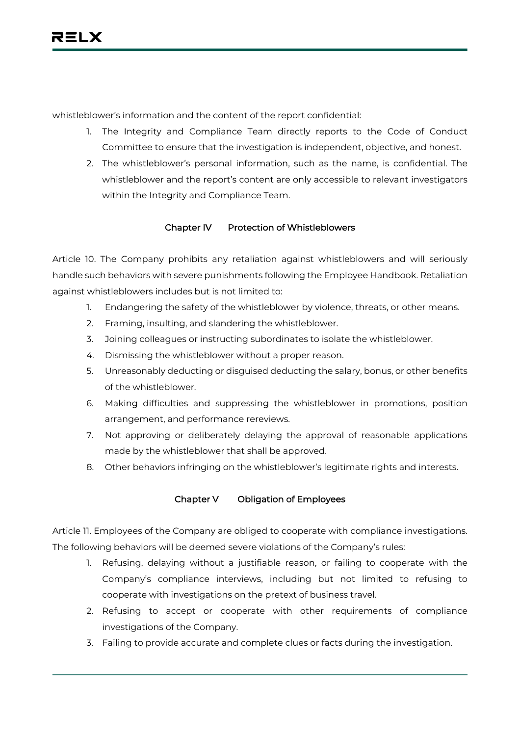whistleblower's information and the content of the report confidential:

1. The Integrity and Compliance Team directly reports to the Code of Conduct Committee to ensure that the investigation is independent, objective, and honest.
2. The whistleblower's personal information, such as the name, is confidential. The whistleblower and the report's content are only accessible to relevant investigators within the Integrity and Compliance Team.

## Chapter IV Protection of Whistleblowers

Article 10. The Company prohibits any retaliation against whistleblowers and will seriously handle such behaviors with severe punishments following the Employee Handbook. Retaliation against whistleblowers includes but is not limited to:

1. Endangering the safety of the whistleblower by violence, threats, or other means.
2. Framing, insulting, and slandering the whistleblower.
3. Joining colleagues or instructing subordinates to isolate the whistleblower.
4. Dismissing the whistleblower without a proper reason.
5. Unreasonably deducting or disguised deducting the salary, bonus, or other benefits of the whistleblower.
6. Making difficulties and suppressing the whistleblower in promotions, position arrangement, and performance rereviews.
7. Not approving or deliberately delaying the approval of reasonable applications made by the whistleblower that shall be approved.
8. Other behaviors infringing on the whistleblower's legitimate rights and interests.

## Chapter V Obligation of Employees

Article 11. Employees of the Company are obliged to cooperate with compliance investigations. The following behaviors will be deemed severe violations of the Company's rules:

1. Refusing, delaying without a justifiable reason, or failing to cooperate with the Company's compliance interviews, including but not limited to refusing to cooperate with investigations on the pretext of business travel.
2. Refusing to accept or cooperate with other requirements of compliance investigations of the Company.
3. Failing to provide accurate and complete clues or facts during the investigation.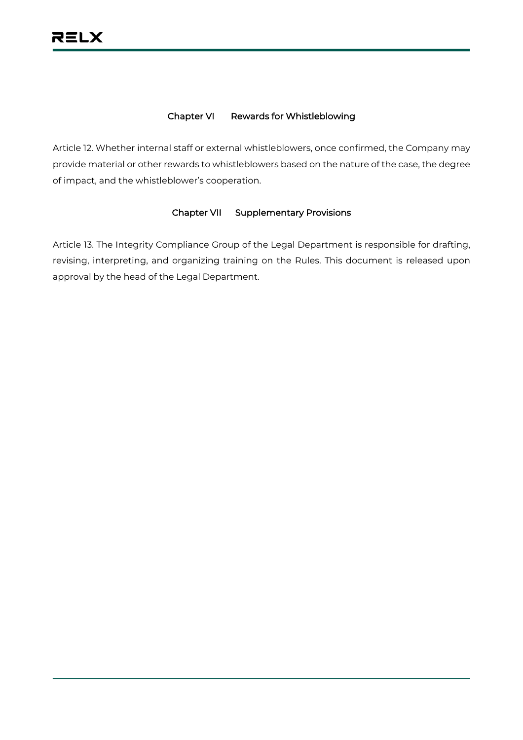## Chapter VI Rewards for Whistleblowing

Article 12. Whether internal staff or external whistleblowers, once confirmed, the Company may provide material or other rewards to whistleblowers based on the nature of the case, the degree of impact, and the whistleblower's cooperation.

## Chapter VII Supplementary Provisions

Article 13. The Integrity Compliance Group of the Legal Department is responsible for drafting, revising, interpreting, and organizing training on the Rules. This document is released upon approval by the head of the Legal Department.